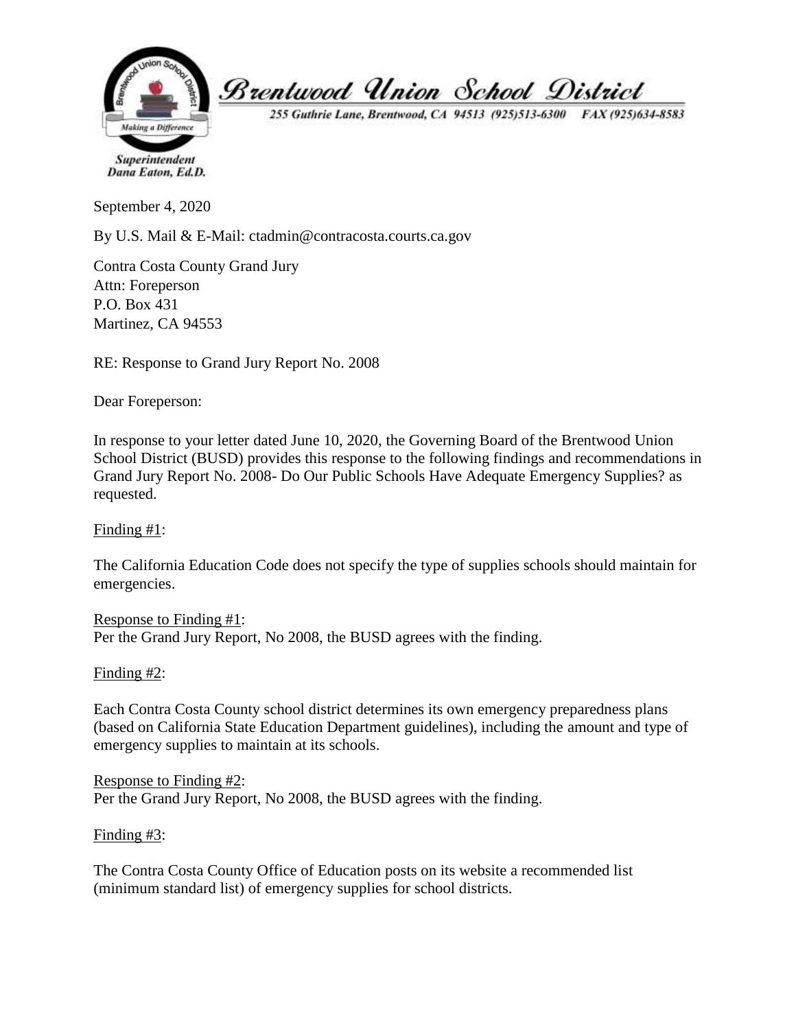Brentwood Union School District

255 Guthrie Lane, Brentwood, CA 94513 (925)513-6300 FAX (925)634-8583

*Superintendent*
*Dana Eaton, Ed.D.*

September 4, 2020

By U.S. Mail & E-Mail: ctadmin@contracosta.courts.ca.gov

Contra Costa County Grand Jury
Attn: Foreperson
P.O. Box 431
Martinez, CA 94553

RE: Response to Grand Jury Report No. 2008

Dear Foreperson:

In response to your letter dated June 10, 2020, the Governing Board of the Brentwood Union School District (BUSD) provides this response to the following findings and recommendations in Grand Jury Report No. 2008- Do Our Public Schools Have Adequate Emergency Supplies? as requested.

Finding #1:

The California Education Code does not specify the type of supplies schools should maintain for emergencies.

Response to Finding #1:
Per the Grand Jury Report, No 2008, the BUSD agrees with the finding.

Finding #2:

Each Contra Costa County school district determines its own emergency preparedness plans (based on California State Education Department guidelines), including the amount and type of emergency supplies to maintain at its schools.

Response to Finding #2:
Per the Grand Jury Report, No 2008, the BUSD agrees with the finding.

Finding #3:

The Contra Costa County Office of Education posts on its website a recommended list (minimum standard list) of emergency supplies for school districts.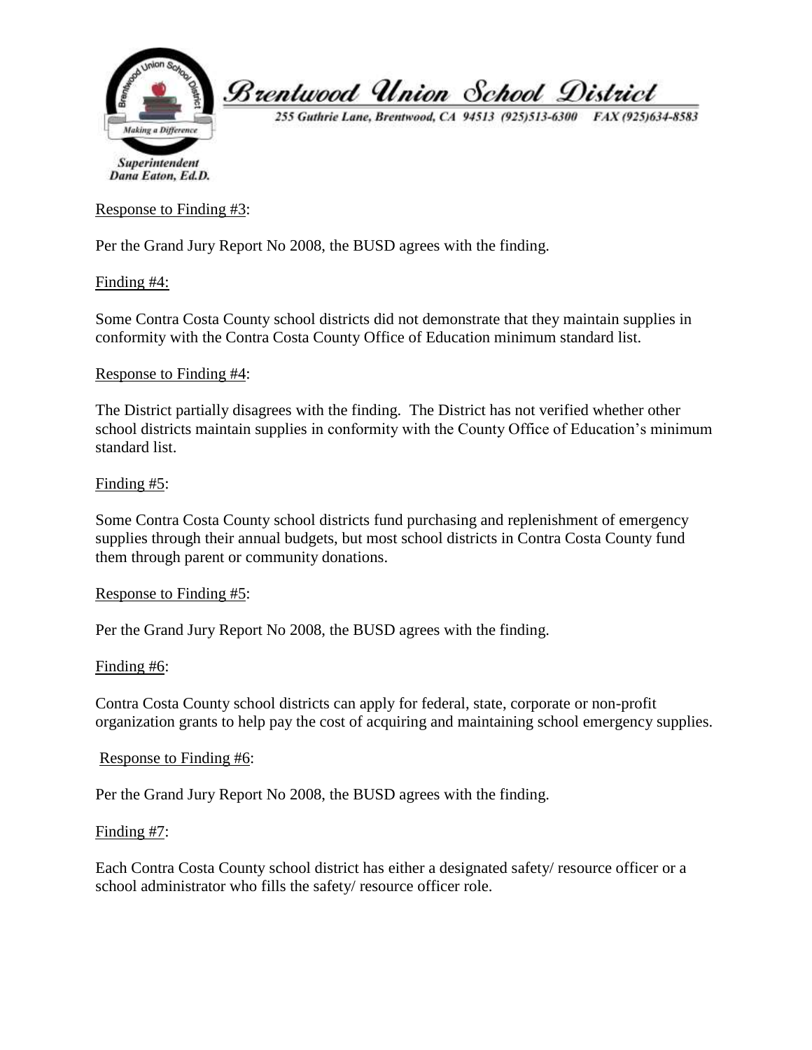Response to Finding #3:

Per the Grand Jury Report No 2008, the BUSD agrees with the finding.

Finding #4:

Some Contra Costa County school districts did not demonstrate that they maintain supplies in conformity with the Contra Costa County Office of Education minimum standard list.

Response to Finding #4:

The District partially disagrees with the finding. The District has not verified whether other school districts maintain supplies in conformity with the County Office of Education's minimum standard list.

Finding #5:

Some Contra Costa County school districts fund purchasing and replenishment of emergency supplies through their annual budgets, but most school districts in Contra Costa County fund them through parent or community donations.

Response to Finding #5:

Per the Grand Jury Report No 2008, the BUSD agrees with the finding.

Finding #6:

Contra Costa County school districts can apply for federal, state, corporate or non-profit organization grants to help pay the cost of acquiring and maintaining school emergency supplies.

Response to Finding #6:

Per the Grand Jury Report No 2008, the BUSD agrees with the finding.

Finding #7:

Each Contra Costa County school district has either a designated safety/ resource officer or a school administrator who fills the safety/ resource officer role.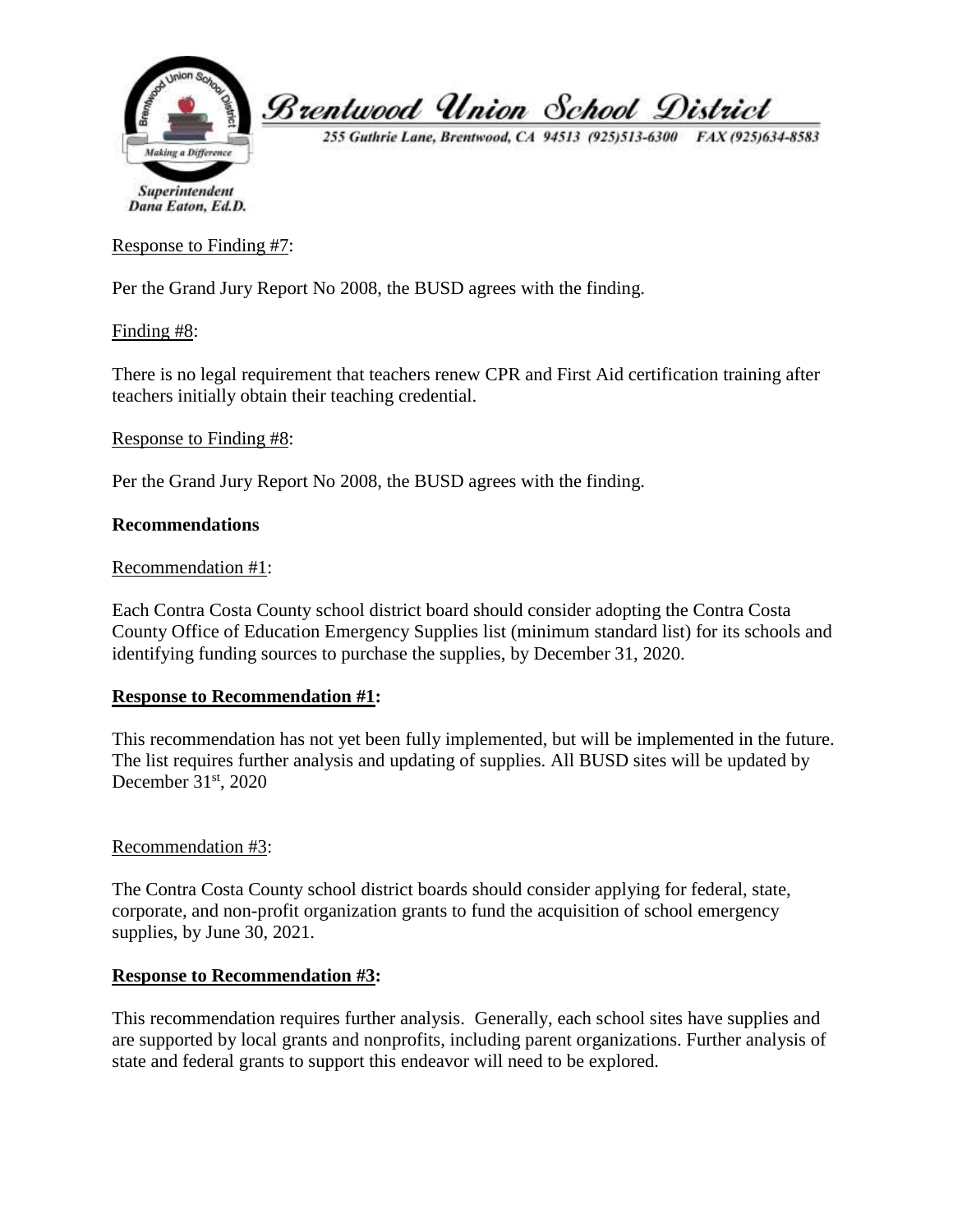Brentwood Union School District

255 Guthrie Lane, Brentwood, CA 94513 (925)513-6300 FAX (925)634-8583

Superintendent
Dana Eaton, Ed.D.

Response to Finding #7:

Per the Grand Jury Report No 2008, the BUSD agrees with the finding.

Finding #8:

There is no legal requirement that teachers renew CPR and First Aid certification training after teachers initially obtain their teaching credential.

Response to Finding #8:

Per the Grand Jury Report No 2008, the BUSD agrees with the finding.

**Recommendations**

Recommendation #1:

Each Contra Costa County school district board should consider adopting the Contra Costa County Office of Education Emergency Supplies list (minimum standard list) for its schools and identifying funding sources to purchase the supplies, by December 31, 2020.

**Response to Recommendation #1:**

This recommendation has not yet been fully implemented, but will be implemented in the future. The list requires further analysis and updating of supplies. All BUSD sites will be updated by December 31st, 2020

Recommendation #3:

The Contra Costa County school district boards should consider applying for federal, state, corporate, and non-profit organization grants to fund the acquisition of school emergency supplies, by June 30, 2021.

**Response to Recommendation #3:**

This recommendation requires further analysis. Generally, each school sites have supplies and are supported by local grants and nonprofits, including parent organizations. Further analysis of state and federal grants to support this endeavor will need to be explored.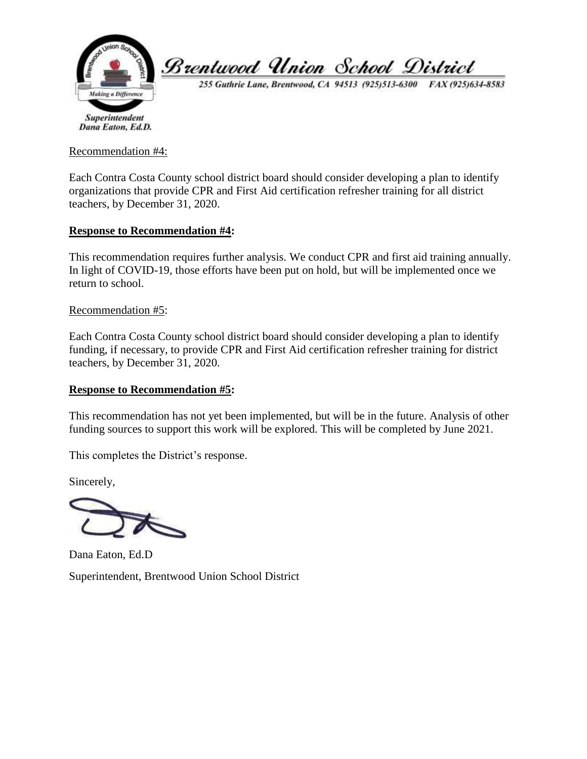Brentwood Union School District

255 Guthrie Lane, Brentwood, CA 94513 (925)513-6300 FAX (925)634-8583

Superintendent
Dana Eaton, Ed.D.

Recommendation #4:

Each Contra Costa County school district board should consider developing a plan to identify organizations that provide CPR and First Aid certification refresher training for all district teachers, by December 31, 2020.

**Response to Recommendation #4:**

This recommendation requires further analysis. We conduct CPR and first aid training annually. In light of COVID-19, those efforts have been put on hold, but will be implemented once we return to school.

Recommendation #5:

Each Contra Costa County school district board should consider developing a plan to identify funding, if necessary, to provide CPR and First Aid certification refresher training for district teachers, by December 31, 2020.

**Response to Recommendation #5:**

This recommendation has not yet been implemented, but will be in the future. Analysis of other funding sources to support this work will be explored. This will be completed by June 2021.

This completes the District's response.

Sincerely,

Dana Eaton, Ed.D

Superintendent, Brentwood Union School District